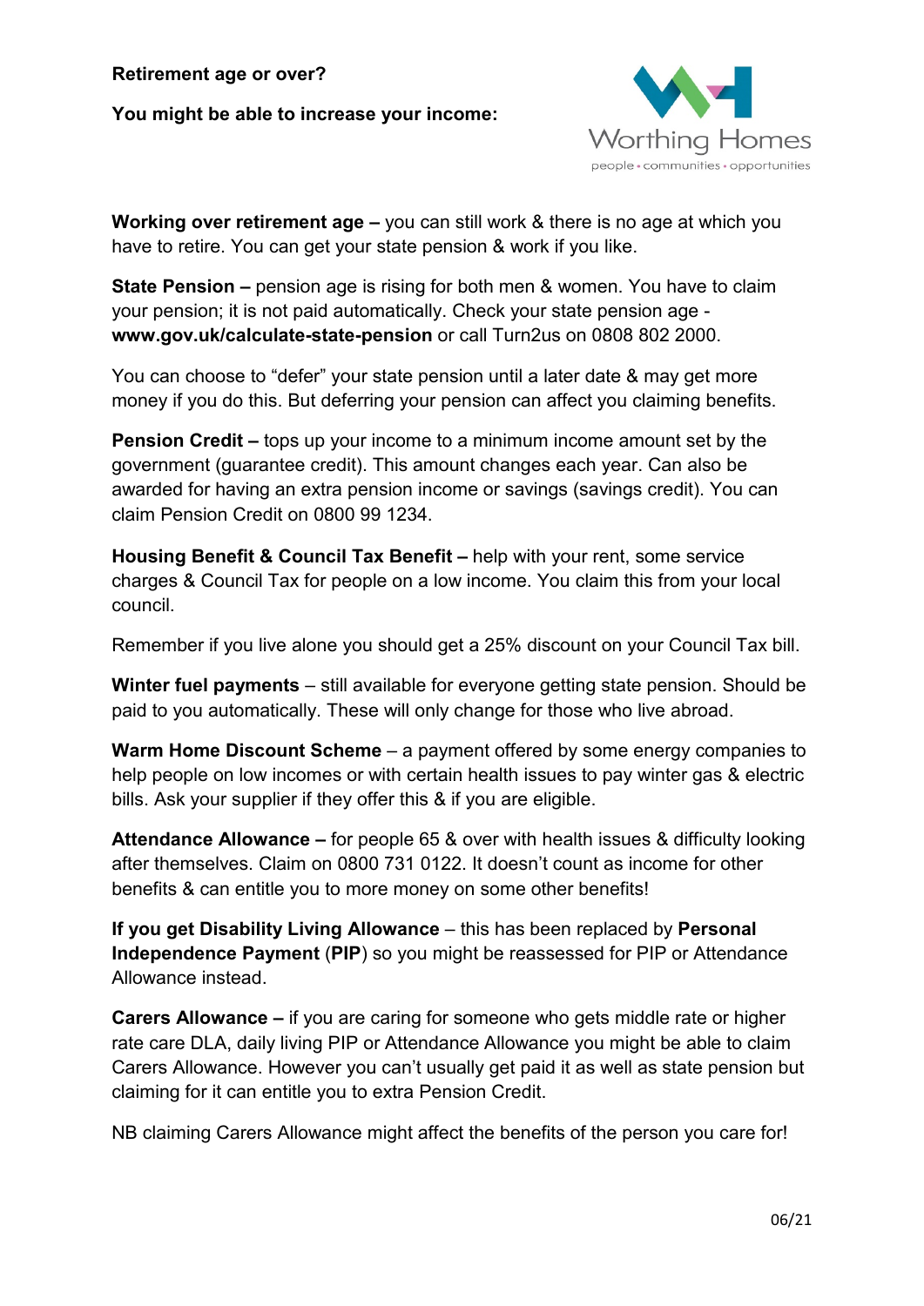**Retirement age or over?**

**You might be able to increase your income:**

Worthing Homes

people • communities • opportunities

**Working over retirement age –** you can still work & there is no age at which you have to retire. You can get your state pension & work if you like.

**State Pension –** pension age is rising for both men & women. You have to claim your pension; it is not paid automatically. Check your state pension age - **www.gov.uk/calculate-state-pension** or call Turn2us on 0808 802 2000.

You can choose to "defer" your state pension until a later date & may get more money if you do this. But deferring your pension can affect you claiming benefits.

**Pension Credit –** tops up your income to a minimum income amount set by the government (guarantee credit). This amount changes each year. Can also be awarded for having an extra pension income or savings (savings credit). You can claim Pension Credit on 0800 99 1234.

**Housing Benefit & Council Tax Benefit –** help with your rent, some service charges & Council Tax for people on a low income. You claim this from your local council.

Remember if you live alone you should get a 25% discount on your Council Tax bill.

**Winter fuel payments** – still available for everyone getting state pension. Should be paid to you automatically. These will only change for those who live abroad.

**Warm Home Discount Scheme** – a payment offered by some energy companies to help people on low incomes or with certain health issues to pay winter gas & electric bills. Ask your supplier if they offer this & if you are eligible.

**Attendance Allowance –** for people 65 & over with health issues & difficulty looking after themselves. Claim on 0800 731 0122. It doesn't count as income for other benefits & can entitle you to more money on some other benefits!

**If you get Disability Living Allowance** – this has been replaced by **Personal Independence Payment** (**PIP**) so you might be reassessed for PIP or Attendance Allowance instead.

**Carers Allowance –** if you are caring for someone who gets middle rate or higher rate care DLA, daily living PIP or Attendance Allowance you might be able to claim Carers Allowance. However you can't usually get paid it as well as state pension but claiming for it can entitle you to extra Pension Credit.

NB claiming Carers Allowance might affect the benefits of the person you care for!

06/21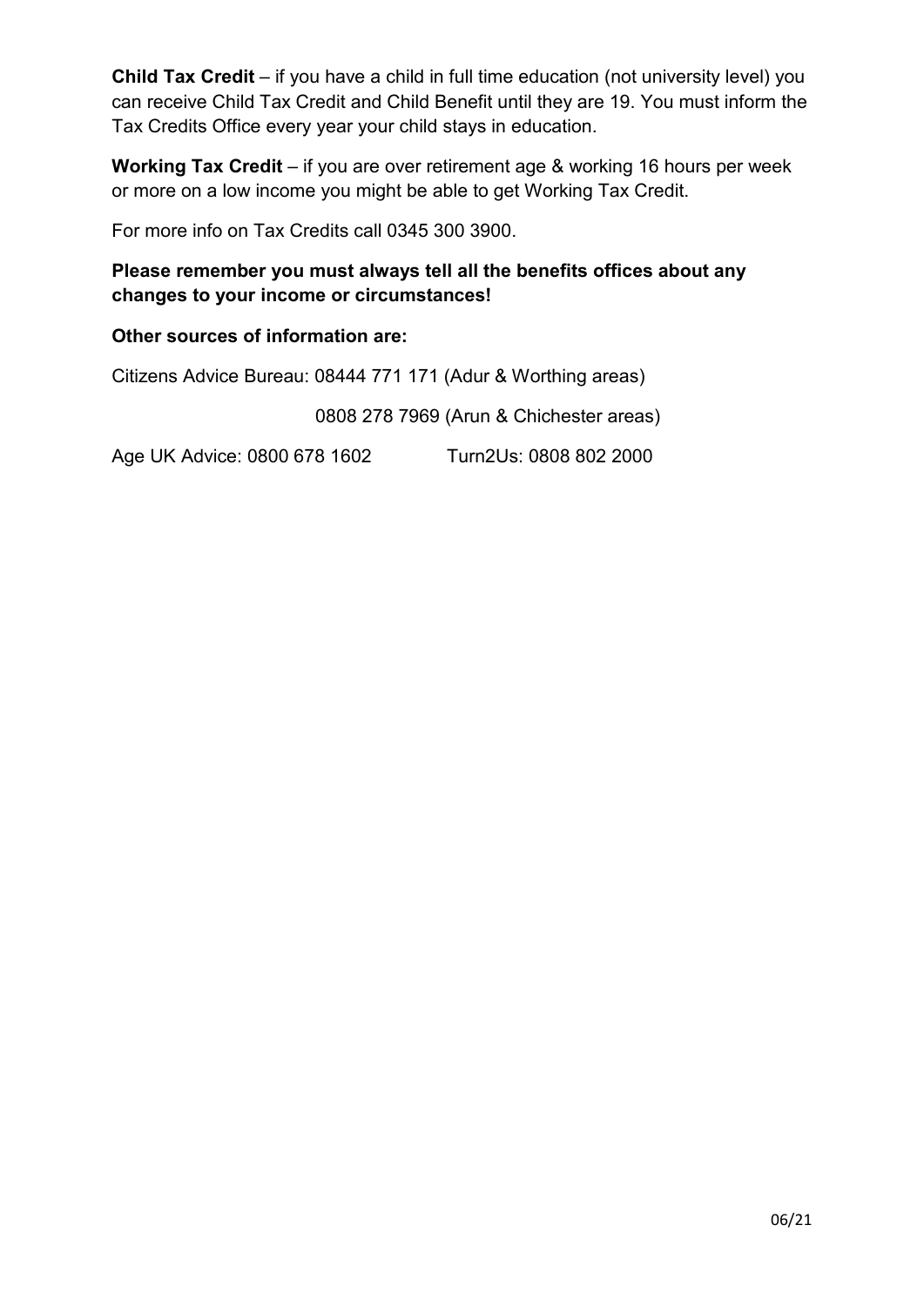**Child Tax Credit** – if you have a child in full time education (not university level) you can receive Child Tax Credit and Child Benefit until they are 19. You must inform the Tax Credits Office every year your child stays in education.

**Working Tax Credit** – if you are over retirement age & working 16 hours per week or more on a low income you might be able to get Working Tax Credit.

For more info on Tax Credits call 0345 300 3900.

**Please remember you must always tell all the benefits offices about any changes to your income or circumstances!**

**Other sources of information are:**

Citizens Advice Bureau: 08444 771 171 (Adur & Worthing areas)

0808 278 7969 (Arun & Chichester areas)

Age UK Advice: 0800 678 1602 Turn2Us: 0808 802 2000

06/21